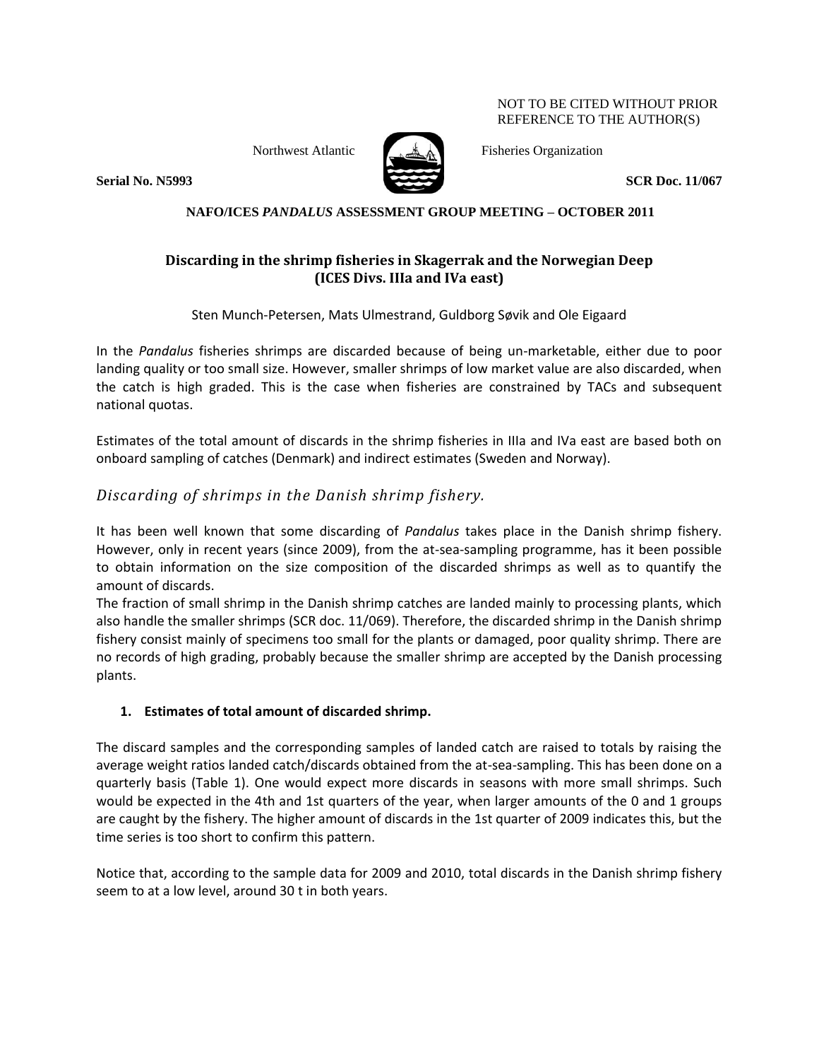NOT TO BE CITED WITHOUT PRIOR REFERENCE TO THE AUTHOR(S)

Northwest Atlantic Fisheries Organization

**Serial No. N5993** **SCR Doc. 11/067**

**NAFO/ICES *PANDALUS* ASSESSMENT GROUP MEETING – OCTOBER 2011**

# Discarding in the shrimp fisheries in Skagerrak and the Norwegian Deep (ICES Divs. IIIa and IVa east)

Sten Munch-Petersen, Mats Ulmestrand, Guldborg Søvik and Ole Eigaard

In the *Pandalus* fisheries shrimps are discarded because of being un-marketable, either due to poor landing quality or too small size. However, smaller shrimps of low market value are also discarded, when the catch is high graded. This is the case when fisheries are constrained by TACs and subsequent national quotas.

Estimates of the total amount of discards in the shrimp fisheries in IIIa and IVa east are based both on onboard sampling of catches (Denmark) and indirect estimates (Sweden and Norway).

## *Discarding of shrimps in the Danish shrimp fishery.*

It has been well known that some discarding of *Pandalus* takes place in the Danish shrimp fishery. However, only in recent years (since 2009), from the at-sea-sampling programme, has it been possible to obtain information on the size composition of the discarded shrimps as well as to quantify the amount of discards.

The fraction of small shrimp in the Danish shrimp catches are landed mainly to processing plants, which also handle the smaller shrimps (SCR doc. 11/069). Therefore, the discarded shrimp in the Danish shrimp fishery consist mainly of specimens too small for the plants or damaged, poor quality shrimp. There are no records of high grading, probably because the smaller shrimp are accepted by the Danish processing plants.

### 1. Estimates of total amount of discarded shrimp.

The discard samples and the corresponding samples of landed catch are raised to totals by raising the average weight ratios landed catch/discards obtained from the at-sea-sampling. This has been done on a quarterly basis (Table 1). One would expect more discards in seasons with more small shrimps. Such would be expected in the 4th and 1st quarters of the year, when larger amounts of the 0 and 1 groups are caught by the fishery. The higher amount of discards in the 1st quarter of 2009 indicates this, but the time series is too short to confirm this pattern.

Notice that, according to the sample data for 2009 and 2010, total discards in the Danish shrimp fishery seem to at a low level, around 30 t in both years.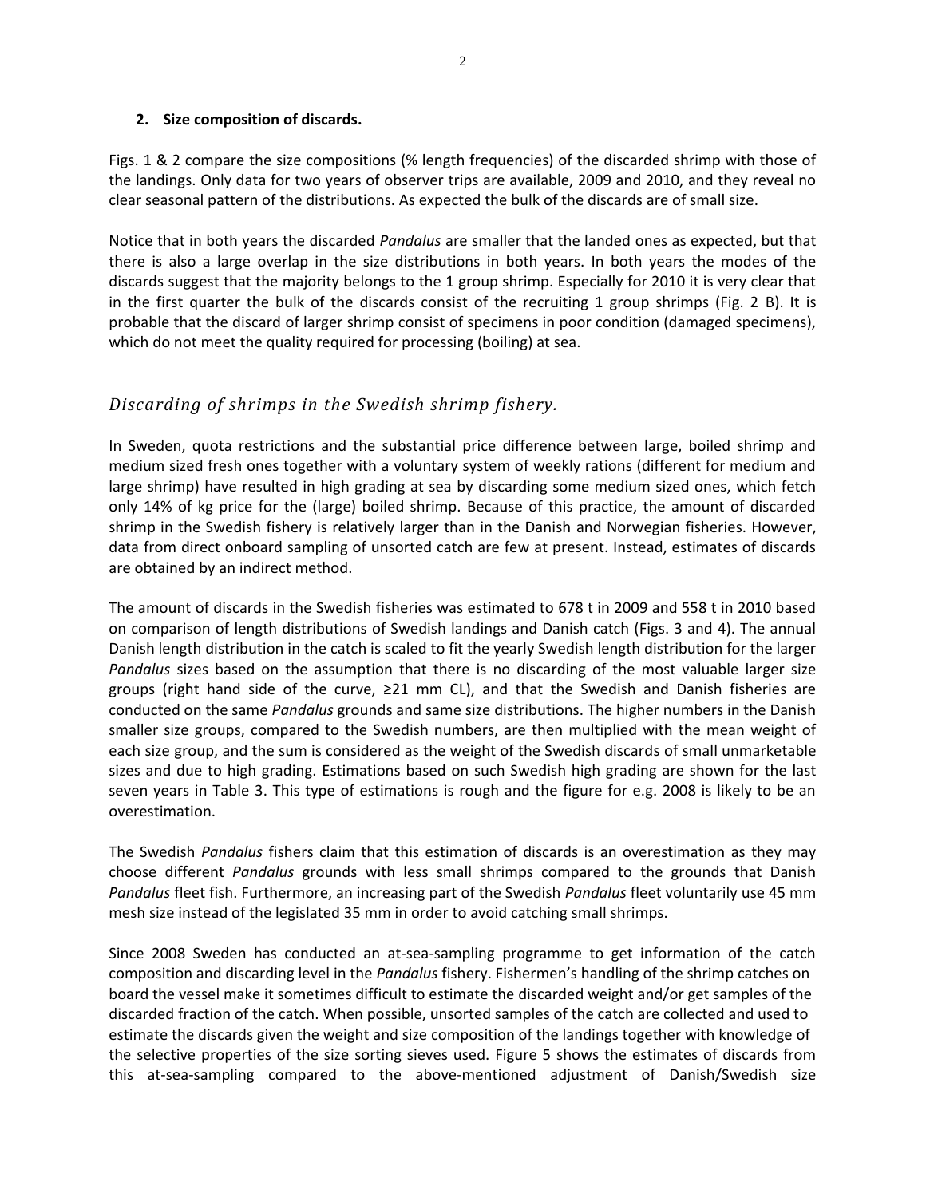## 2. Size composition of discards.

Figs. 1 & 2 compare the size compositions (% length frequencies) of the discarded shrimp with those of the landings. Only data for two years of observer trips are available, 2009 and 2010, and they reveal no clear seasonal pattern of the distributions. As expected the bulk of the discards are of small size.

Notice that in both years the discarded *Pandalus* are smaller that the landed ones as expected, but that there is also a large overlap in the size distributions in both years. In both years the modes of the discards suggest that the majority belongs to the 1 group shrimp. Especially for 2010 it is very clear that in the first quarter the bulk of the discards consist of the recruiting 1 group shrimps (Fig. 2 B). It is probable that the discard of larger shrimp consist of specimens in poor condition (damaged specimens), which do not meet the quality required for processing (boiling) at sea.

### *Discarding of shrimps in the Swedish shrimp fishery.*

In Sweden, quota restrictions and the substantial price difference between large, boiled shrimp and medium sized fresh ones together with a voluntary system of weekly rations (different for medium and large shrimp) have resulted in high grading at sea by discarding some medium sized ones, which fetch only 14% of kg price for the (large) boiled shrimp. Because of this practice, the amount of discarded shrimp in the Swedish fishery is relatively larger than in the Danish and Norwegian fisheries. However, data from direct onboard sampling of unsorted catch are few at present. Instead, estimates of discards are obtained by an indirect method.

The amount of discards in the Swedish fisheries was estimated to 678 t in 2009 and 558 t in 2010 based on comparison of length distributions of Swedish landings and Danish catch (Figs. 3 and 4). The annual Danish length distribution in the catch is scaled to fit the yearly Swedish length distribution for the larger *Pandalus* sizes based on the assumption that there is no discarding of the most valuable larger size groups (right hand side of the curve, ≥21 mm CL), and that the Swedish and Danish fisheries are conducted on the same *Pandalus* grounds and same size distributions. The higher numbers in the Danish smaller size groups, compared to the Swedish numbers, are then multiplied with the mean weight of each size group, and the sum is considered as the weight of the Swedish discards of small unmarketable sizes and due to high grading. Estimations based on such Swedish high grading are shown for the last seven years in Table 3. This type of estimations is rough and the figure for e.g. 2008 is likely to be an overestimation.

The Swedish *Pandalus* fishers claim that this estimation of discards is an overestimation as they may choose different *Pandalus* grounds with less small shrimps compared to the grounds that Danish *Pandalus* fleet fish. Furthermore, an increasing part of the Swedish *Pandalus* fleet voluntarily use 45 mm mesh size instead of the legislated 35 mm in order to avoid catching small shrimps.

Since 2008 Sweden has conducted an at-sea-sampling programme to get information of the catch composition and discarding level in the *Pandalus* fishery. Fishermen's handling of the shrimp catches on board the vessel make it sometimes difficult to estimate the discarded weight and/or get samples of the discarded fraction of the catch. When possible, unsorted samples of the catch are collected and used to estimate the discards given the weight and size composition of the landings together with knowledge of the selective properties of the size sorting sieves used. Figure 5 shows the estimates of discards from this at-sea-sampling compared to the above-mentioned adjustment of Danish/Swedish size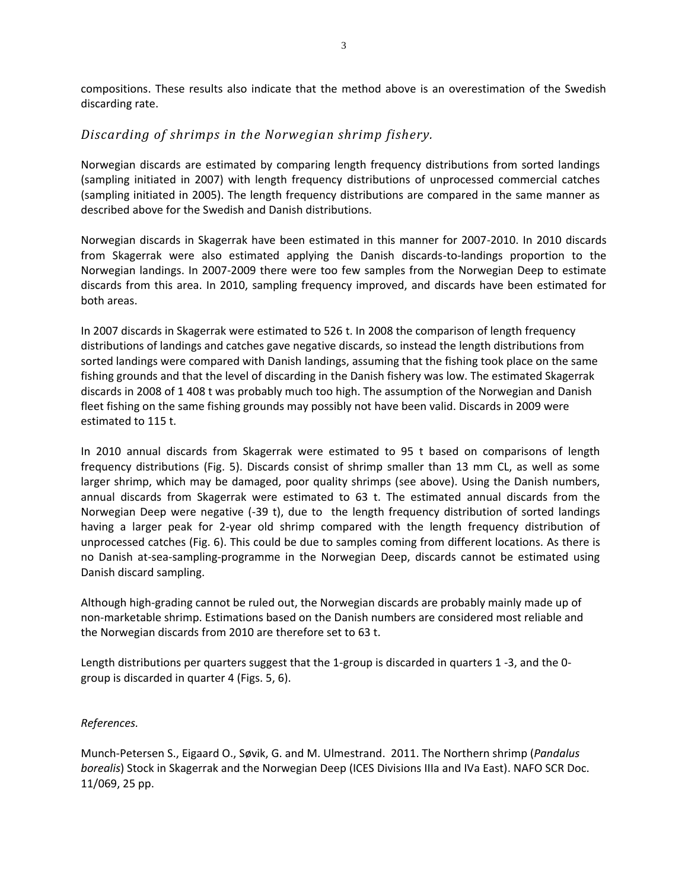compositions. These results also indicate that the method above is an overestimation of the Swedish discarding rate.

### *Discarding of shrimps in the Norwegian shrimp fishery.*

Norwegian discards are estimated by comparing length frequency distributions from sorted landings (sampling initiated in 2007) with length frequency distributions of unprocessed commercial catches (sampling initiated in 2005). The length frequency distributions are compared in the same manner as described above for the Swedish and Danish distributions.

Norwegian discards in Skagerrak have been estimated in this manner for 2007-2010. In 2010 discards from Skagerrak were also estimated applying the Danish discards-to-landings proportion to the Norwegian landings. In 2007-2009 there were too few samples from the Norwegian Deep to estimate discards from this area. In 2010, sampling frequency improved, and discards have been estimated for both areas.

In 2007 discards in Skagerrak were estimated to 526 t. In 2008 the comparison of length frequency distributions of landings and catches gave negative discards, so instead the length distributions from sorted landings were compared with Danish landings, assuming that the fishing took place on the same fishing grounds and that the level of discarding in the Danish fishery was low. The estimated Skagerrak discards in 2008 of 1 408 t was probably much too high. The assumption of the Norwegian and Danish fleet fishing on the same fishing grounds may possibly not have been valid. Discards in 2009 were estimated to 115 t.

In 2010 annual discards from Skagerrak were estimated to 95 t based on comparisons of length frequency distributions (Fig. 5). Discards consist of shrimp smaller than 13 mm CL, as well as some larger shrimp, which may be damaged, poor quality shrimps (see above). Using the Danish numbers, annual discards from Skagerrak were estimated to 63 t. The estimated annual discards from the Norwegian Deep were negative (-39 t), due to the length frequency distribution of sorted landings having a larger peak for 2-year old shrimp compared with the length frequency distribution of unprocessed catches (Fig. 6). This could be due to samples coming from different locations. As there is no Danish at-sea-sampling-programme in the Norwegian Deep, discards cannot be estimated using Danish discard sampling.

Although high-grading cannot be ruled out, the Norwegian discards are probably mainly made up of non-marketable shrimp. Estimations based on the Danish numbers are considered most reliable and the Norwegian discards from 2010 are therefore set to 63 t.

Length distributions per quarters suggest that the 1-group is discarded in quarters 1 -3, and the 0-group is discarded in quarter 4 (Figs. 5, 6).

*References.*

Munch-Petersen S., Eigaard O., Søvik, G. and M. Ulmestrand. 2011. The Northern shrimp (*Pandalus borealis*) Stock in Skagerrak and the Norwegian Deep (ICES Divisions IIIa and IVa East). NAFO SCR Doc. 11/069, 25 pp.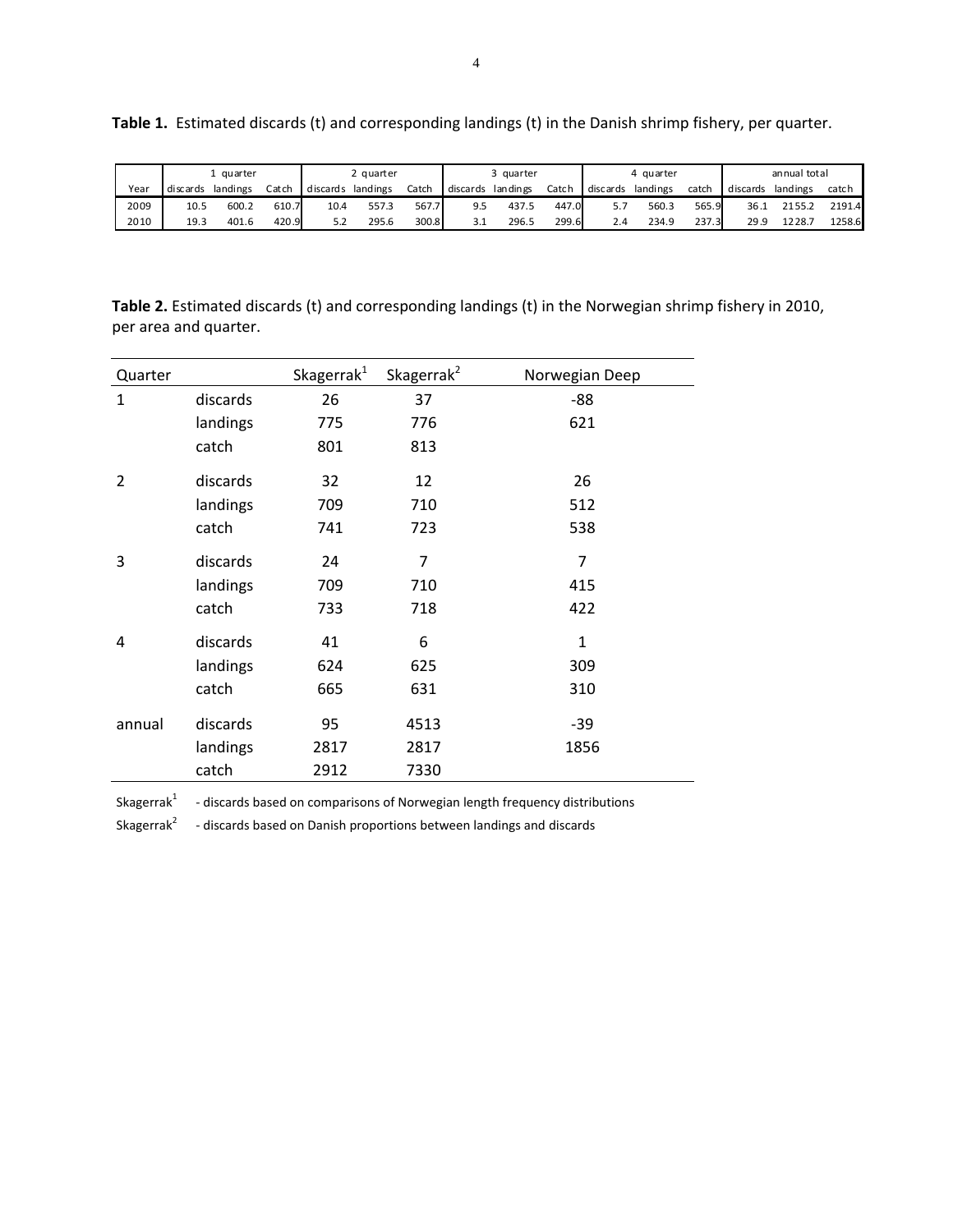**Table 1.** Estimated discards (t) and corresponding landings (t) in the Danish shrimp fishery, per quarter.

| | 1 quarter | | | 2 quarter | | | 3 quarter | | | 4 quarter | | | annual total | | |
|---|---|---|---|---|---|---|---|---|---|---|---|---|---|---|---|
| Year | discards | landings | Catch | discards | landings | Catch | discards | landings | Catch | discards | landings | catch | discards | landings | catch |
| 2009 | 10.5 | 600.2 | 610.7 | 10.4 | 557.3 | 567.7 | 9.5 | 437.5 | 447.0 | 5.7 | 560.3 | 565.9 | 36.1 | 2155.2 | 2191.4 |
| 2010 | 19.3 | 401.6 | 420.9 | 5.2 | 295.6 | 300.8 | 3.1 | 296.5 | 299.6 | 2.4 | 234.9 | 237.3 | 29.9 | 1228.7 | 1258.6 |

**Table 2.** Estimated discards (t) and corresponding landings (t) in the Norwegian shrimp fishery in 2010, per area and quarter.

| Quarter | | Skagerrak[1] | Skagerrak[2] | Norwegian Deep |
|---|---|---|---|---|
| 1 | discards | 26 | 37 | -88 |
| | landings | 775 | 776 | 621 |
| | catch | 801 | 813 | |
| 2 | discards | 32 | 12 | 26 |
| | landings | 709 | 710 | 512 |
| | catch | 741 | 723 | 538 |
| 3 | discards | 24 | 7 | 7 |
| | landings | 709 | 710 | 415 |
| | catch | 733 | 718 | 422 |
| 4 | discards | 41 | 6 | 1 |
| | landings | 624 | 625 | 309 |
| | catch | 665 | 631 | 310 |
| annual | discards | 95 | 4513 | -39 |
| | landings | 2817 | 2817 | 1856 |
| | catch | 2912 | 7330 | |

Skagerrak[1] - discards based on comparisons of Norwegian length frequency distributions

Skagerrak[2] - discards based on Danish proportions between landings and discards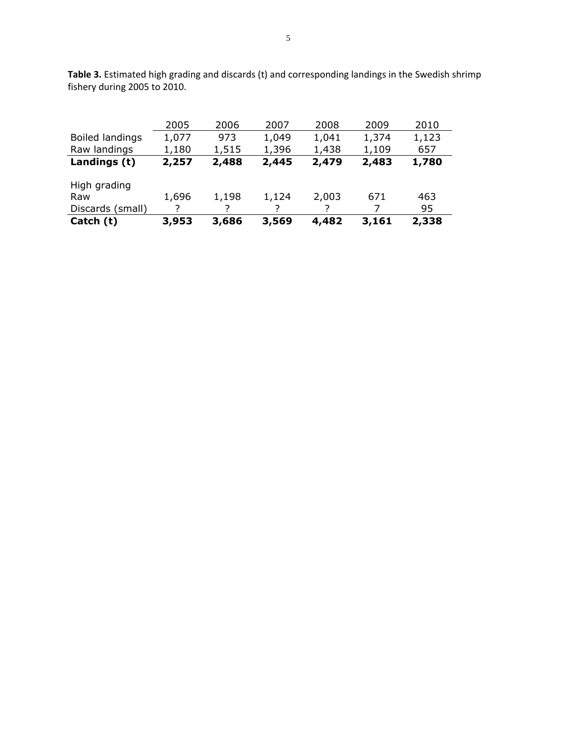**Table 3.** Estimated high grading and discards (t) and corresponding landings in the Swedish shrimp fishery during 2005 to 2010.

| | 2005 | 2006 | 2007 | 2008 | 2009 | 2010 |
|---|---|---|---|---|---|---|
| Boiled landings | 1,077 | 973 | 1,049 | 1,041 | 1,374 | 1,123 |
| Raw landings | 1,180 | 1,515 | 1,396 | 1,438 | 1,109 | 657 |
| **Landings (t)** | **2,257** | **2,488** | **2,445** | **2,479** | **2,483** | **1,780** |
| High grading | | | | | | |
| Raw | 1,696 | 1,198 | 1,124 | 2,003 | 671 | 463 |
| Discards (small) | ? | ? | ? | ? | 7 | 95 |
| **Catch (t)** | **3,953** | **3,686** | **3,569** | **4,482** | **3,161** | **2,338** |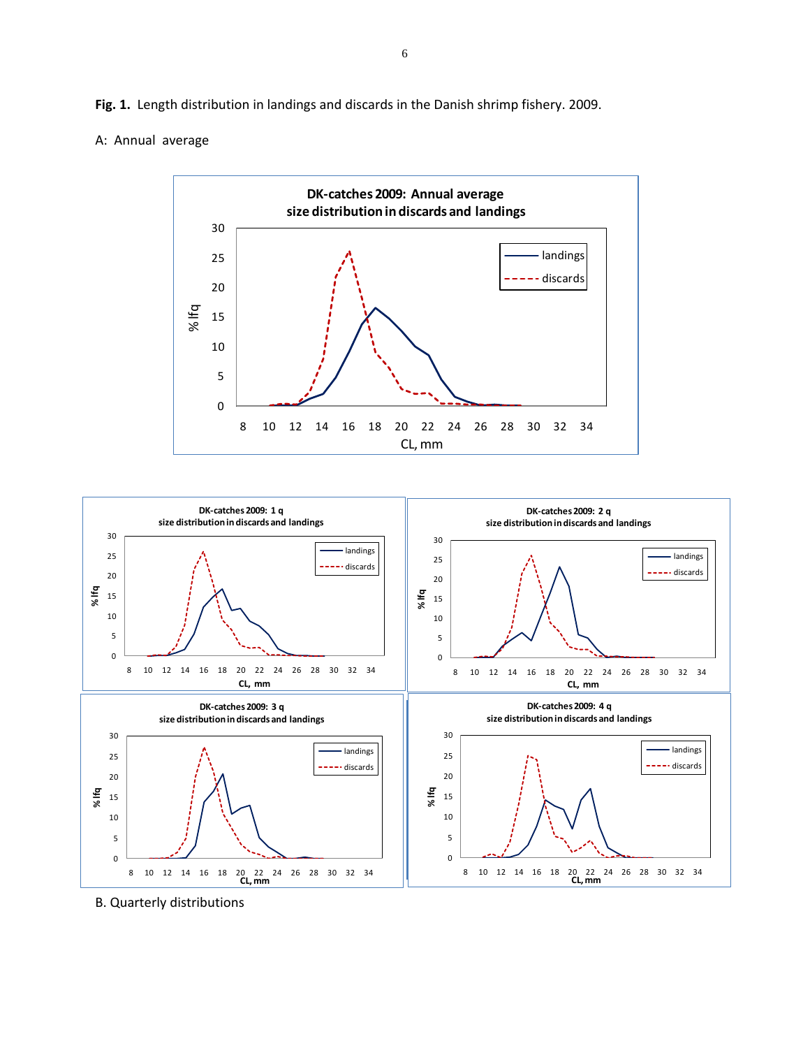**Fig. 1.** Length distribution in landings and discards in the Danish shrimp fishery. 2009.

A: Annual average

B. Quarterly distributions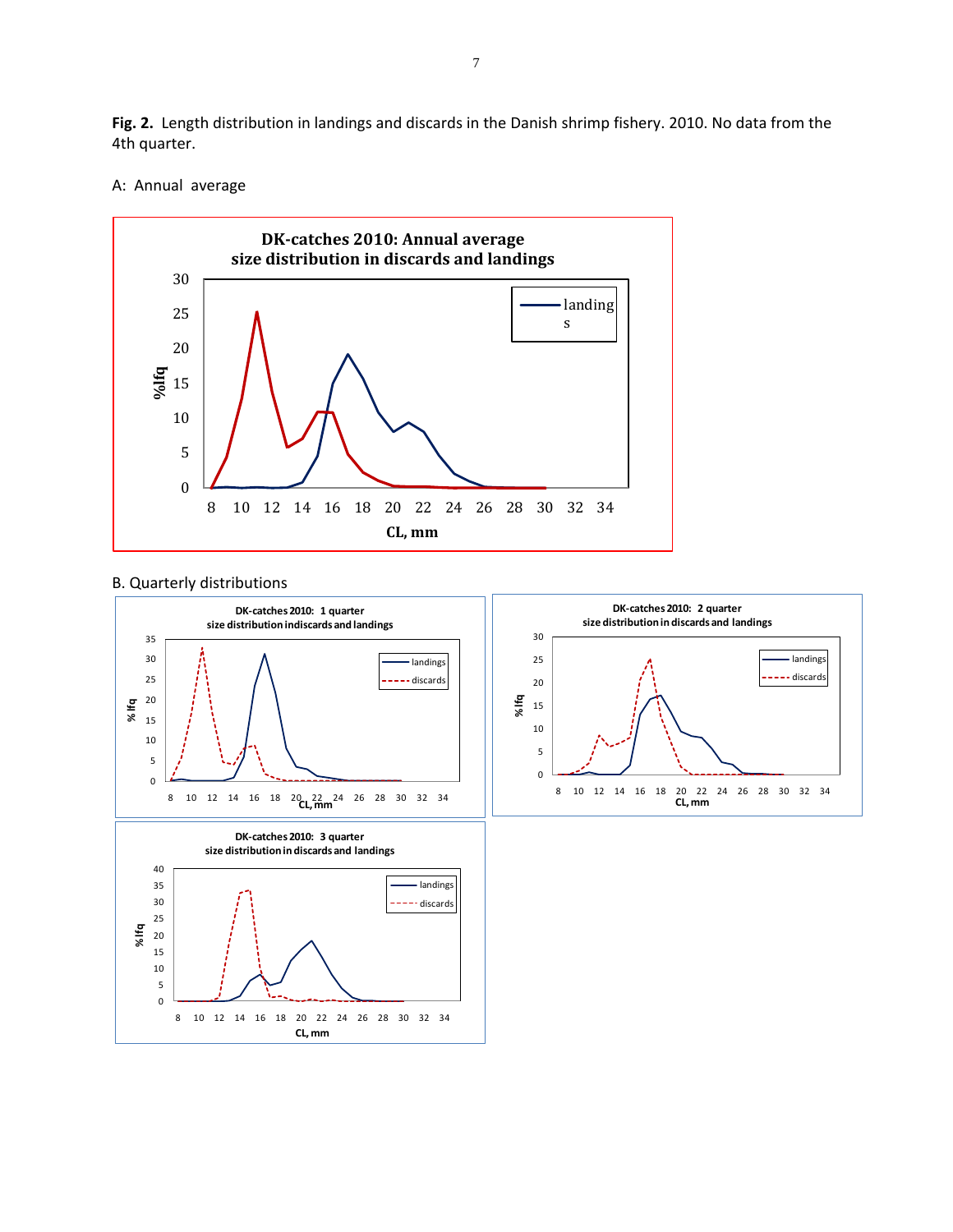**Fig. 2.** Length distribution in landings and discards in the Danish shrimp fishery. 2010. No data from the 4th quarter.

A: Annual average

B. Quarterly distributions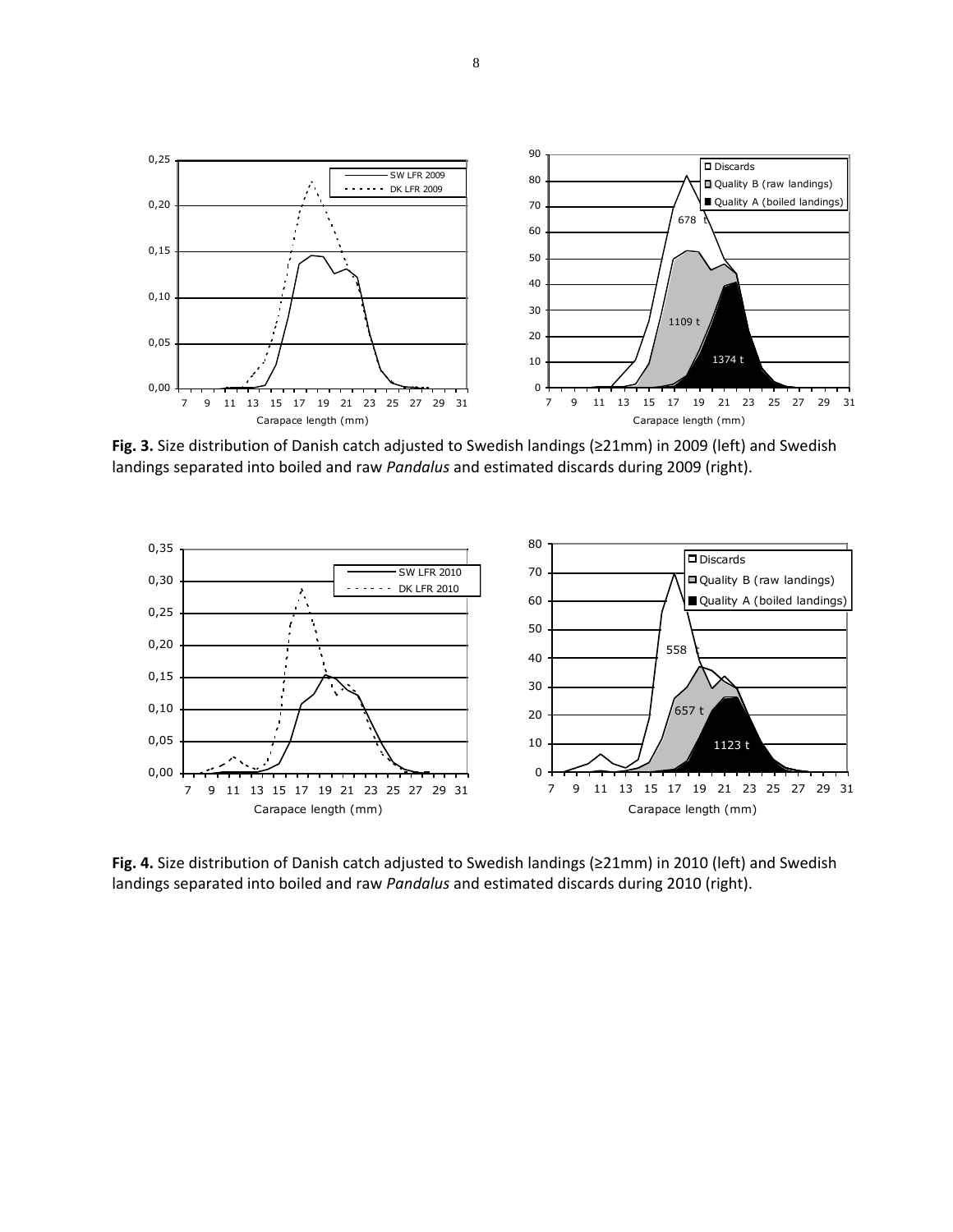**Fig. 3.** Size distribution of Danish catch adjusted to Swedish landings (≥21mm) in 2009 (left) and Swedish landings separated into boiled and raw *Pandalus* and estimated discards during 2009 (right).

**Fig. 4.** Size distribution of Danish catch adjusted to Swedish landings (≥21mm) in 2010 (left) and Swedish landings separated into boiled and raw *Pandalus* and estimated discards during 2010 (right).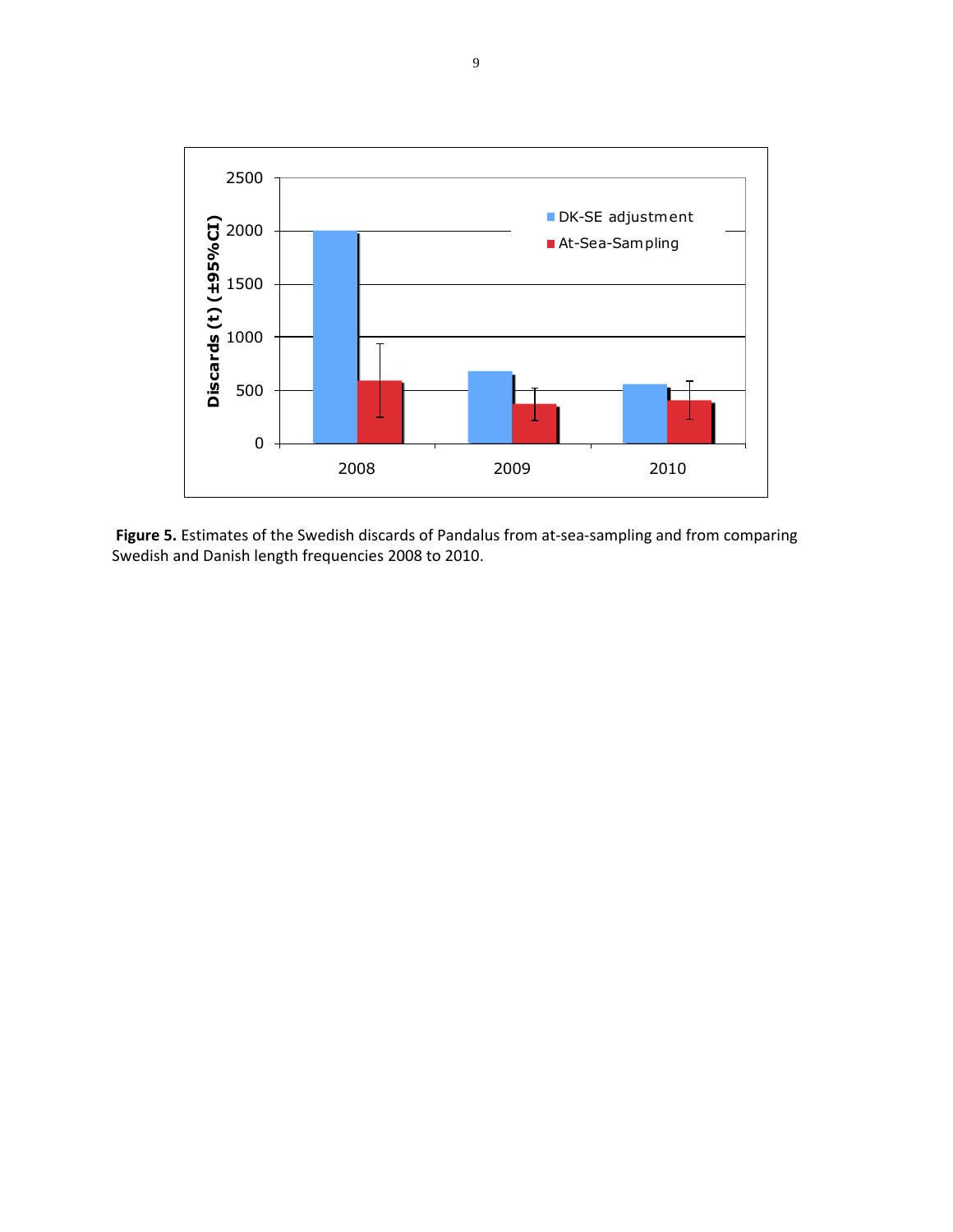**Figure 5.** Estimates of the Swedish discards of Pandalus from at-sea-sampling and from comparing Swedish and Danish length frequencies 2008 to 2010.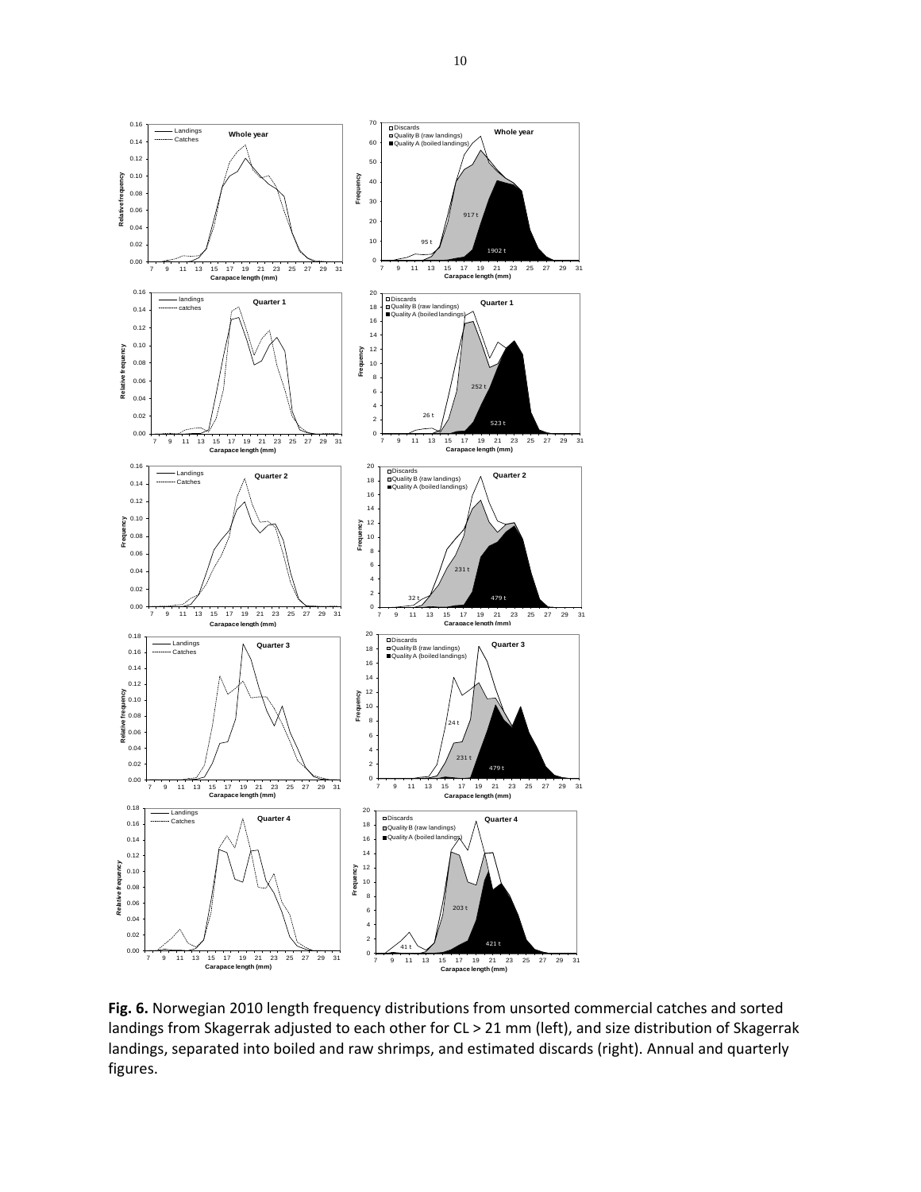**Fig. 6.** Norwegian 2010 length frequency distributions from unsorted commercial catches and sorted landings from Skagerrak adjusted to each other for CL > 21 mm (left), and size distribution of Skagerrak landings, separated into boiled and raw shrimps, and estimated discards (right). Annual and quarterly figures.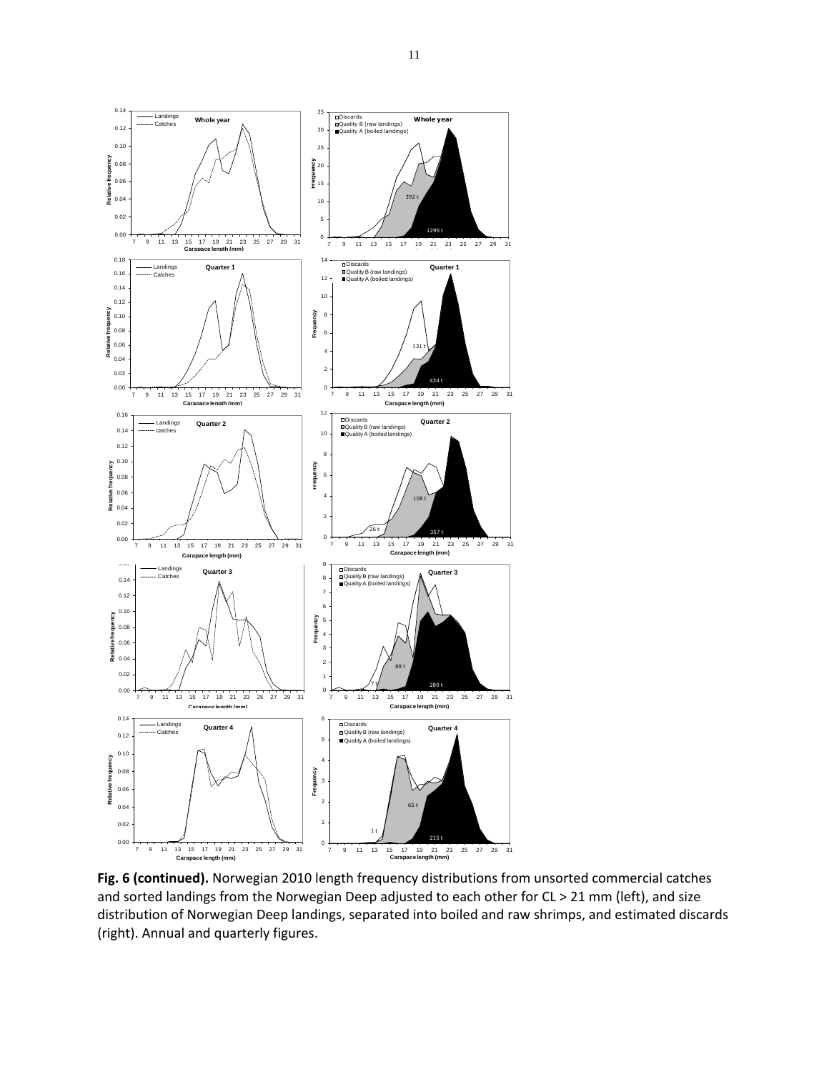Landings
Catches
Whole year

Relative frequency

Carapace length (mm)

Discards
Quality B (raw landings)
Quality A (boiled landings)
Whole year

Frequency

392 t

1295 t

Landings
Catches
Quarter 1

Relative frequency

Carapace length (mm)

Discards
Quality B (raw landings)
Quality A (boiled landings)
Quarter 1

Frequency

131 t

434 t

Carapace length (mm)

Landings
catches
Quarter 2

Relative frequency

Carapace length (mm)

Discards
Quality B (raw landings)
Quality A (boiled landings)
Quarter 2

Frequency

108 t

26 t

357 t

Carapace length (mm)

Landings
Catches
Quarter 3

Relative frequency

Carapace length (mm)

Discards
Quality B (raw landings)
Quality A (boiled landings)
Quarter 3

Frequency

88 t

7 t

289 t

Carapace length (mm)

Landings
Catches
Quarter 4

Relative frequency

Carapace length (mm)

Discards
Quality B (raw landings)
Quality A (boiled landings)
Quarter 4

Frequency

65 t

1 t

215 t

Carapace length (mm)

**Fig. 6 (continued).** Norwegian 2010 length frequency distributions from unsorted commercial catches and sorted landings from the Norwegian Deep adjusted to each other for CL > 21 mm (left), and size distribution of Norwegian Deep landings, separated into boiled and raw shrimps, and estimated discards (right). Annual and quarterly figures.